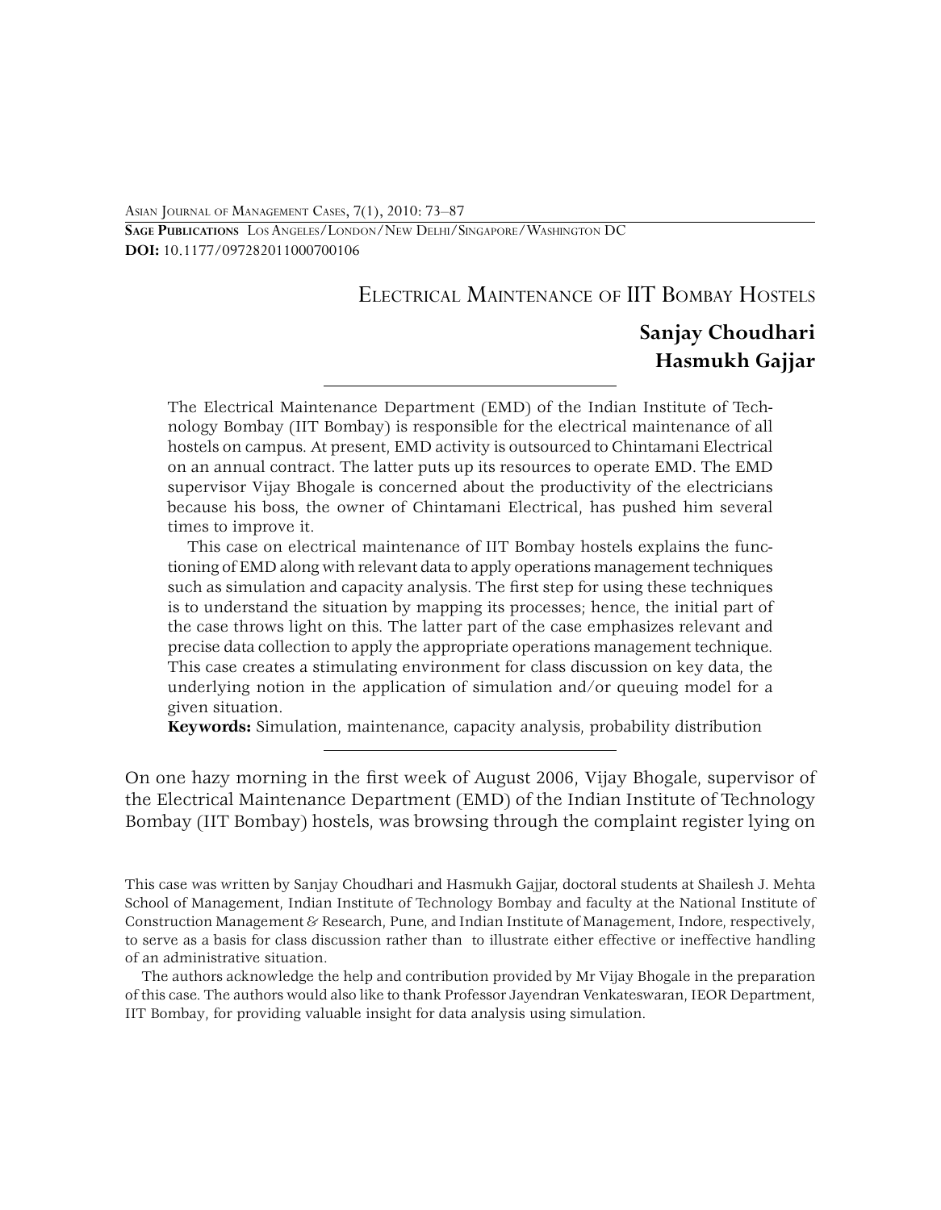# Electrical Maintenance of IIT Bombay Hostels

**Sanjay Choudhari**
**Hasmukh Gajjar**

---

The Electrical Maintenance Department (EMD) of the Indian Institute of Technology Bombay (IIT Bombay) is responsible for the electrical maintenance of all hostels on campus. At present, EMD activity is outsourced to Chintamani Electrical on an annual contract. The latter puts up its resources to operate EMD. The EMD supervisor Vijay Bhogale is concerned about the productivity of the electricians because his boss, the owner of Chintamani Electrical, has pushed him several times to improve it.

This case on electrical maintenance of IIT Bombay hostels explains the functioning of EMD along with relevant data to apply operations management techniques such as simulation and capacity analysis. The first step for using these techniques is to understand the situation by mapping its processes; hence, the initial part of the case throws light on this. The latter part of the case emphasizes relevant and precise data collection to apply the appropriate operations management technique. This case creates a stimulating environment for class discussion on key data, the underlying notion in the application of simulation and/or queuing model for a given situation.

**Keywords:** Simulation, maintenance, capacity analysis, probability distribution

---

On one hazy morning in the first week of August 2006, Vijay Bhogale, supervisor of the Electrical Maintenance Department (EMD) of the Indian Institute of Technology Bombay (IIT Bombay) hostels, was browsing through the complaint register lying on

This case was written by Sanjay Choudhari and Hasmukh Gajjar, doctoral students at Shailesh J. Mehta School of Management, Indian Institute of Technology Bombay and faculty at the National Institute of Construction Management & Research, Pune, and Indian Institute of Management, Indore, respectively, to serve as a basis for class discussion rather than to illustrate either effective or ineffective handling of an administrative situation.

The authors acknowledge the help and contribution provided by Mr Vijay Bhogale in the preparation of this case. The authors would also like to thank Professor Jayendran Venkateswaran, IEOR Department, IIT Bombay, for providing valuable insight for data analysis using simulation.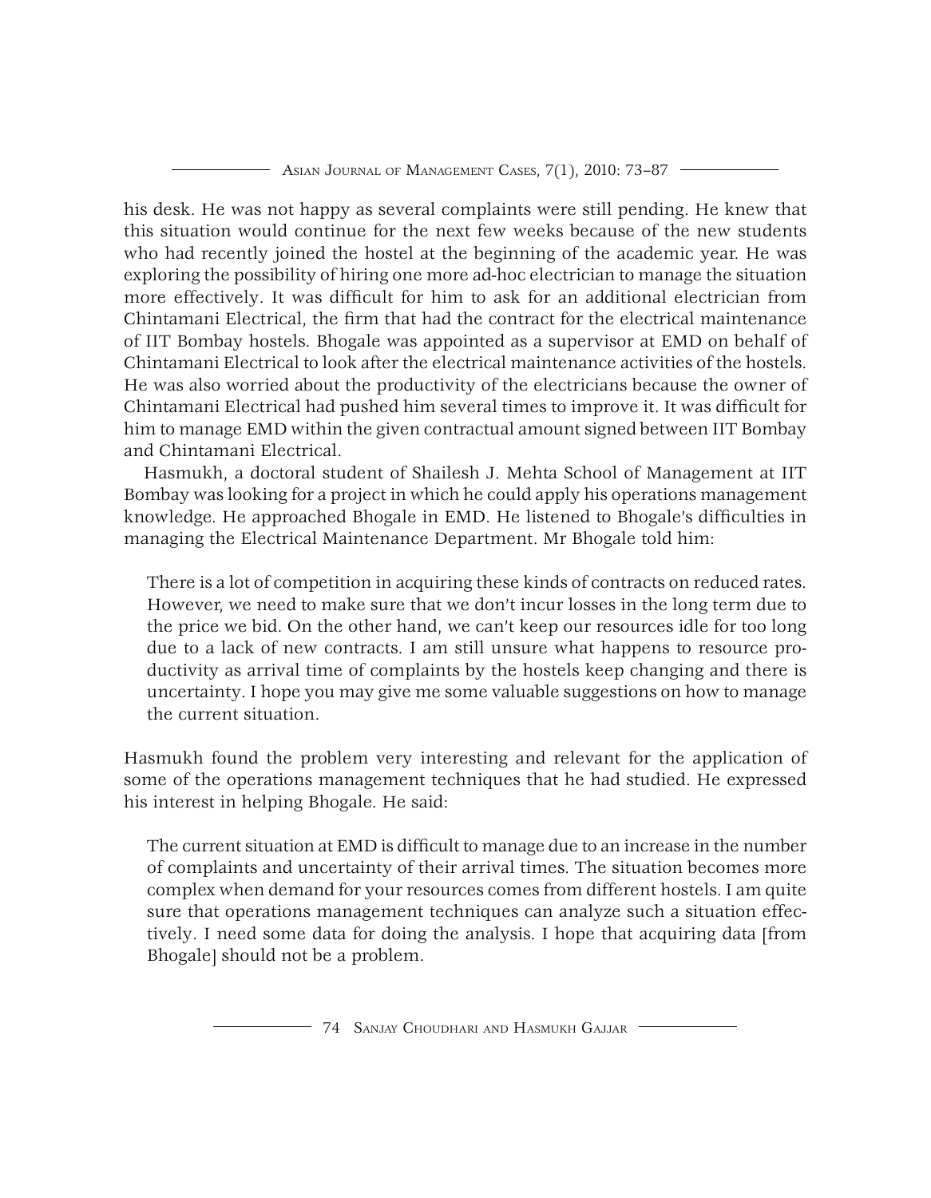his desk. He was not happy as several complaints were still pending. He knew that this situation would continue for the next few weeks because of the new students who had recently joined the hostel at the beginning of the academic year. He was exploring the possibility of hiring one more ad-hoc electrician to manage the situation more effectively. It was difficult for him to ask for an additional electrician from Chintamani Electrical, the firm that had the contract for the electrical maintenance of IIT Bombay hostels. Bhogale was appointed as a supervisor at EMD on behalf of Chintamani Electrical to look after the electrical maintenance activities of the hostels. He was also worried about the productivity of the electricians because the owner of Chintamani Electrical had pushed him several times to improve it. It was difficult for him to manage EMD within the given contractual amount signed between IIT Bombay and Chintamani Electrical.

Hasmukh, a doctoral student of Shailesh J. Mehta School of Management at IIT Bombay was looking for a project in which he could apply his operations management knowledge. He approached Bhogale in EMD. He listened to Bhogale's difficulties in managing the Electrical Maintenance Department. Mr Bhogale told him:

> There is a lot of competition in acquiring these kinds of contracts on reduced rates. However, we need to make sure that we don't incur losses in the long term due to the price we bid. On the other hand, we can't keep our resources idle for too long due to a lack of new contracts. I am still unsure what happens to resource productivity as arrival time of complaints by the hostels keep changing and there is uncertainty. I hope you may give me some valuable suggestions on how to manage the current situation.

Hasmukh found the problem very interesting and relevant for the application of some of the operations management techniques that he had studied. He expressed his interest in helping Bhogale. He said:

> The current situation at EMD is difficult to manage due to an increase in the number of complaints and uncertainty of their arrival times. The situation becomes more complex when demand for your resources comes from different hostels. I am quite sure that operations management techniques can analyze such a situation effectively. I need some data for doing the analysis. I hope that acquiring data [from Bhogale] should not be a problem.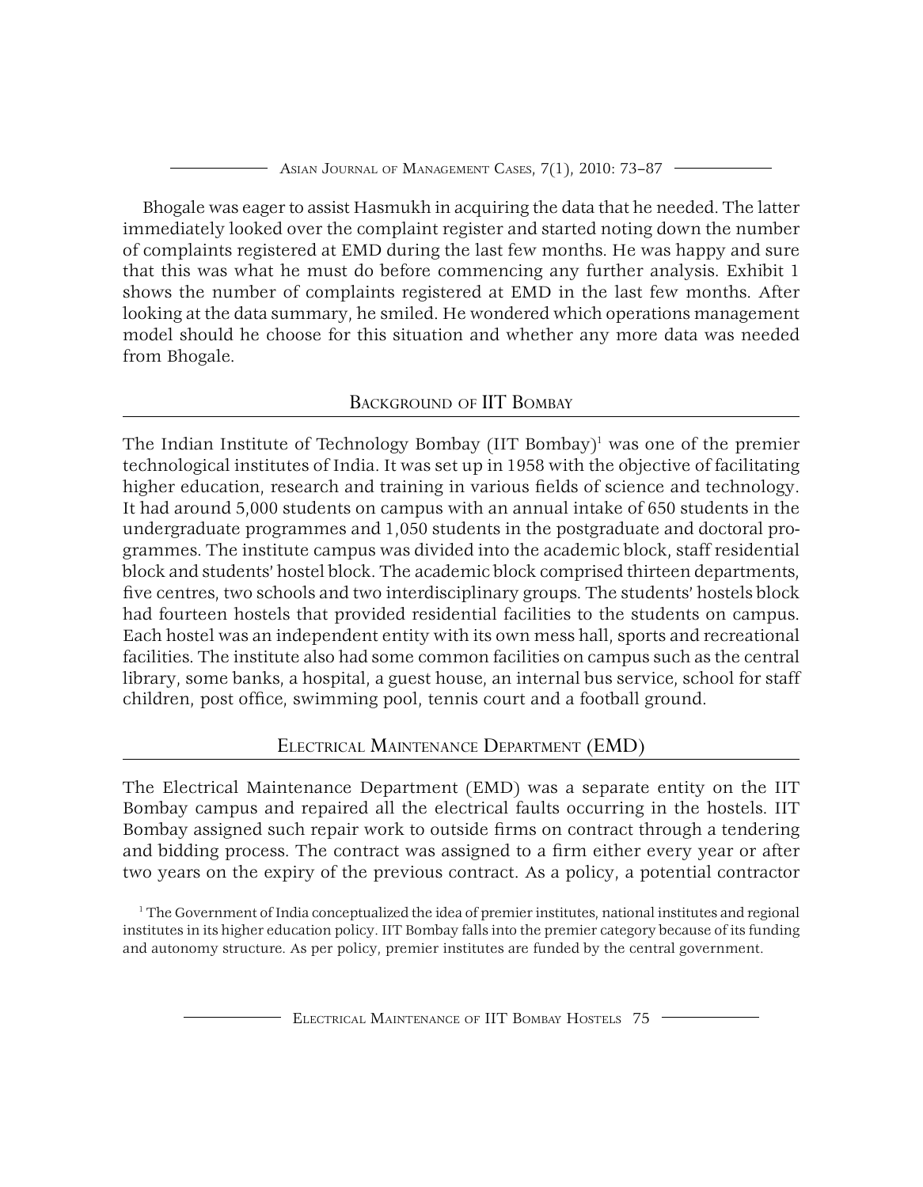Bhogale was eager to assist Hasmukh in acquiring the data that he needed. The latter immediately looked over the complaint register and started noting down the number of complaints registered at EMD during the last few months. He was happy and sure that this was what he must do before commencing any further analysis. Exhibit 1 shows the number of complaints registered at EMD in the last few months. After looking at the data summary, he smiled. He wondered which operations management model should he choose for this situation and whether any more data was needed from Bhogale.

## Background of IIT Bombay

The Indian Institute of Technology Bombay (IIT Bombay)[1] was one of the premier technological institutes of India. It was set up in 1958 with the objective of facilitating higher education, research and training in various fields of science and technology. It had around 5,000 students on campus with an annual intake of 650 students in the undergraduate programmes and 1,050 students in the postgraduate and doctoral programmes. The institute campus was divided into the academic block, staff residential block and students' hostel block. The academic block comprised thirteen departments, five centres, two schools and two interdisciplinary groups. The students' hostels block had fourteen hostels that provided residential facilities to the students on campus. Each hostel was an independent entity with its own mess hall, sports and recreational facilities. The institute also had some common facilities on campus such as the central library, some banks, a hospital, a guest house, an internal bus service, school for staff children, post office, swimming pool, tennis court and a football ground.

## Electrical Maintenance Department (EMD)

The Electrical Maintenance Department (EMD) was a separate entity on the IIT Bombay campus and repaired all the electrical faults occurring in the hostels. IIT Bombay assigned such repair work to outside firms on contract through a tendering and bidding process. The contract was assigned to a firm either every year or after two years on the expiry of the previous contract. As a policy, a potential contractor

[1] The Government of India conceptualized the idea of premier institutes, national institutes and regional institutes in its higher education policy. IIT Bombay falls into the premier category because of its funding and autonomy structure. As per policy, premier institutes are funded by the central government.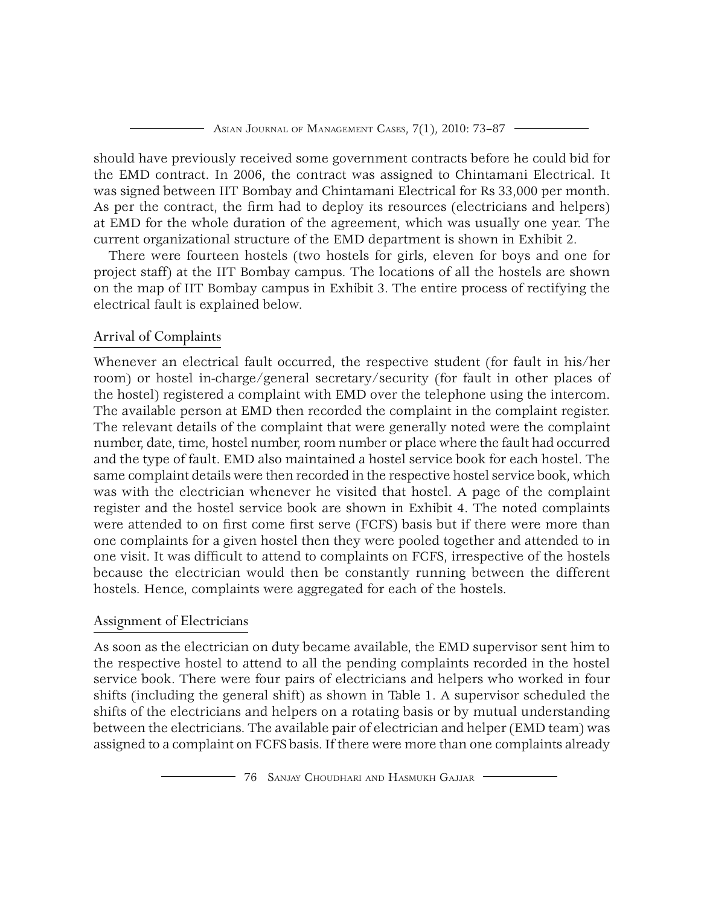should have previously received some government contracts before he could bid for the EMD contract. In 2006, the contract was assigned to Chintamani Electrical. It was signed between IIT Bombay and Chintamani Electrical for Rs 33,000 per month. As per the contract, the firm had to deploy its resources (electricians and helpers) at EMD for the whole duration of the agreement, which was usually one year. The current organizational structure of the EMD department is shown in Exhibit 2.

There were fourteen hostels (two hostels for girls, eleven for boys and one for project staff) at the IIT Bombay campus. The locations of all the hostels are shown on the map of IIT Bombay campus in Exhibit 3. The entire process of rectifying the electrical fault is explained below.

## Arrival of Complaints

Whenever an electrical fault occurred, the respective student (for fault in his/her room) or hostel in-charge/general secretary/security (for fault in other places of the hostel) registered a complaint with EMD over the telephone using the intercom. The available person at EMD then recorded the complaint in the complaint register. The relevant details of the complaint that were generally noted were the complaint number, date, time, hostel number, room number or place where the fault had occurred and the type of fault. EMD also maintained a hostel service book for each hostel. The same complaint details were then recorded in the respective hostel service book, which was with the electrician whenever he visited that hostel. A page of the complaint register and the hostel service book are shown in Exhibit 4. The noted complaints were attended to on first come first serve (FCFS) basis but if there were more than one complaints for a given hostel then they were pooled together and attended to in one visit. It was difficult to attend to complaints on FCFS, irrespective of the hostels because the electrician would then be constantly running between the different hostels. Hence, complaints were aggregated for each of the hostels.

## Assignment of Electricians

As soon as the electrician on duty became available, the EMD supervisor sent him to the respective hostel to attend to all the pending complaints recorded in the hostel service book. There were four pairs of electricians and helpers who worked in four shifts (including the general shift) as shown in Table 1. A supervisor scheduled the shifts of the electricians and helpers on a rotating basis or by mutual understanding between the electricians. The available pair of electrician and helper (EMD team) was assigned to a complaint on FCFS basis. If there were more than one complaints already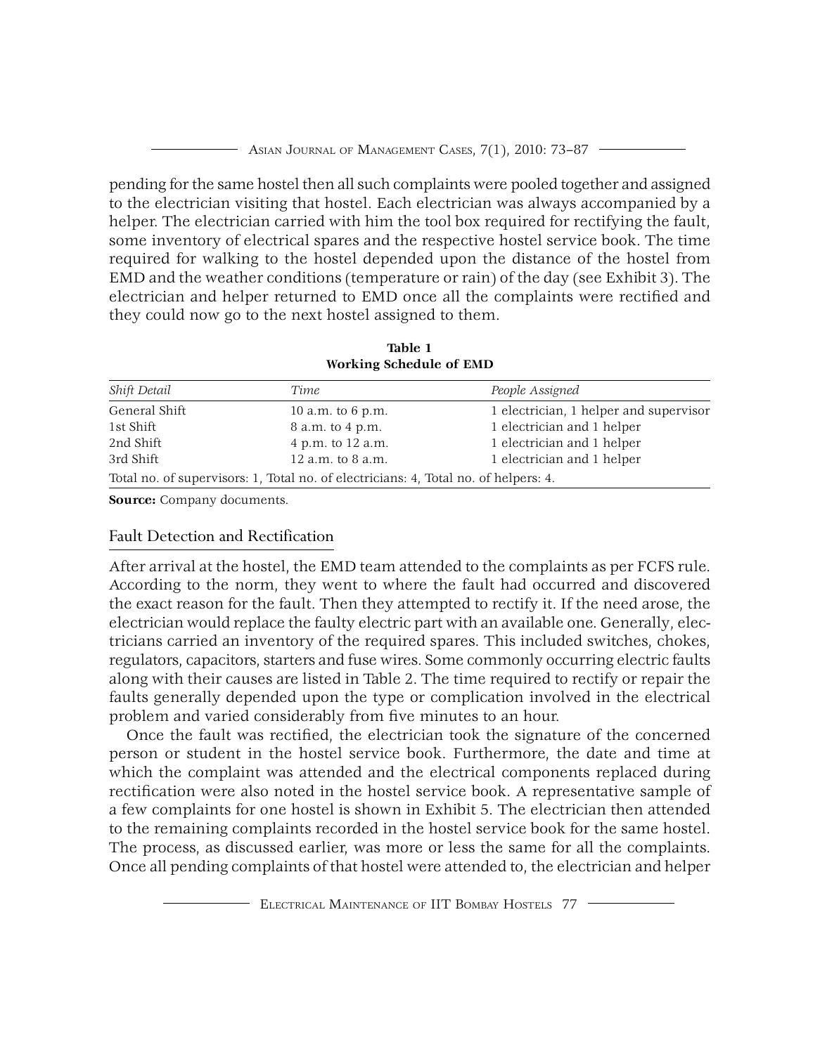pending for the same hostel then all such complaints were pooled together and assigned to the electrician visiting that hostel. Each electrician was always accompanied by a helper. The electrician carried with him the tool box required for rectifying the fault, some inventory of electrical spares and the respective hostel service book. The time required for walking to the hostel depended upon the distance of the hostel from EMD and the weather conditions (temperature or rain) of the day (see Exhibit 3). The electrician and helper returned to EMD once all the complaints were rectified and they could now go to the next hostel assigned to them.

**Table 1**
**Working Schedule of EMD**

| *Shift Detail* | *Time* | *People Assigned* |
|---|---|---|
| General Shift | 10 a.m. to 6 p.m. | 1 electrician, 1 helper and supervisor |
| 1st Shift | 8 a.m. to 4 p.m. | 1 electrician and 1 helper |
| 2nd Shift | 4 p.m. to 12 a.m. | 1 electrician and 1 helper |
| 3rd Shift | 12 a.m. to 8 a.m. | 1 electrician and 1 helper |
| Total no. of supervisors: 1, Total no. of electricians: 4, Total no. of helpers: 4. | | |

**Source:** Company documents.

## Fault Detection and Rectification

After arrival at the hostel, the EMD team attended to the complaints as per FCFS rule. According to the norm, they went to where the fault had occurred and discovered the exact reason for the fault. Then they attempted to rectify it. If the need arose, the electrician would replace the faulty electric part with an available one. Generally, electricians carried an inventory of the required spares. This included switches, chokes, regulators, capacitors, starters and fuse wires. Some commonly occurring electric faults along with their causes are listed in Table 2. The time required to rectify or repair the faults generally depended upon the type or complication involved in the electrical problem and varied considerably from five minutes to an hour.

Once the fault was rectified, the electrician took the signature of the concerned person or student in the hostel service book. Furthermore, the date and time at which the complaint was attended and the electrical components replaced during rectification were also noted in the hostel service book. A representative sample of a few complaints for one hostel is shown in Exhibit 5. The electrician then attended to the remaining complaints recorded in the hostel service book for the same hostel. The process, as discussed earlier, was more or less the same for all the complaints. Once all pending complaints of that hostel were attended to, the electrician and helper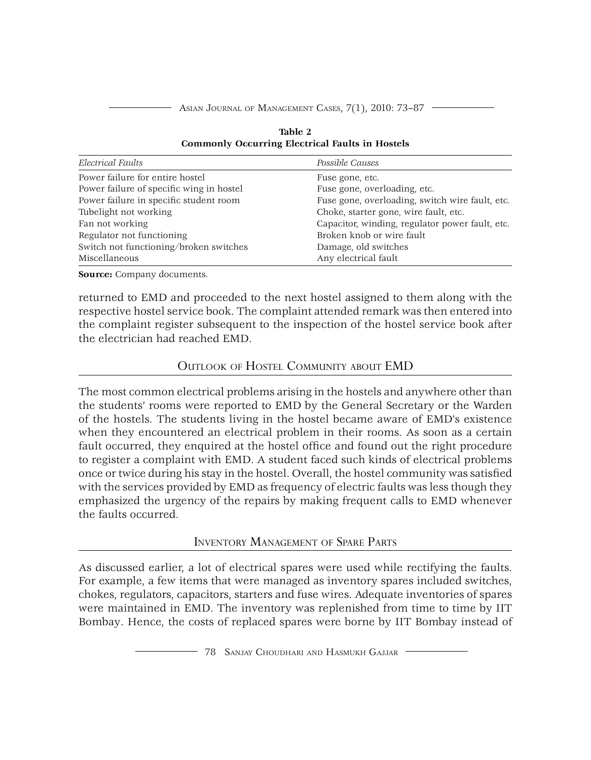**Table 2**
**Commonly Occurring Electrical Faults in Hostels**

| *Electrical Faults* | *Possible Causes* |
|---|---|
| Power failure for entire hostel | Fuse gone, etc. |
| Power failure of specific wing in hostel | Fuse gone, overloading, etc. |
| Power failure in specific student room | Fuse gone, overloading, switch wire fault, etc. |
| Tubelight not working | Choke, starter gone, wire fault, etc. |
| Fan not working | Capacitor, winding, regulator power fault, etc. |
| Regulator not functioning | Broken knob or wire fault |
| Switch not functioning/broken switches | Damage, old switches |
| Miscellaneous | Any electrical fault |

**Source:** Company documents.

returned to EMD and proceeded to the next hostel assigned to them along with the respective hostel service book. The complaint attended remark was then entered into the complaint register subsequent to the inspection of the hostel service book after the electrician had reached EMD.

## Outlook of Hostel Community about EMD

The most common electrical problems arising in the hostels and anywhere other than the students' rooms were reported to EMD by the General Secretary or the Warden of the hostels. The students living in the hostel became aware of EMD's existence when they encountered an electrical problem in their rooms. As soon as a certain fault occurred, they enquired at the hostel office and found out the right procedure to register a complaint with EMD. A student faced such kinds of electrical problems once or twice during his stay in the hostel. Overall, the hostel community was satisfied with the services provided by EMD as frequency of electric faults was less though they emphasized the urgency of the repairs by making frequent calls to EMD whenever the faults occurred.

## Inventory Management of Spare Parts

As discussed earlier, a lot of electrical spares were used while rectifying the faults. For example, a few items that were managed as inventory spares included switches, chokes, regulators, capacitors, starters and fuse wires. Adequate inventories of spares were maintained in EMD. The inventory was replenished from time to time by IIT Bombay. Hence, the costs of replaced spares were borne by IIT Bombay instead of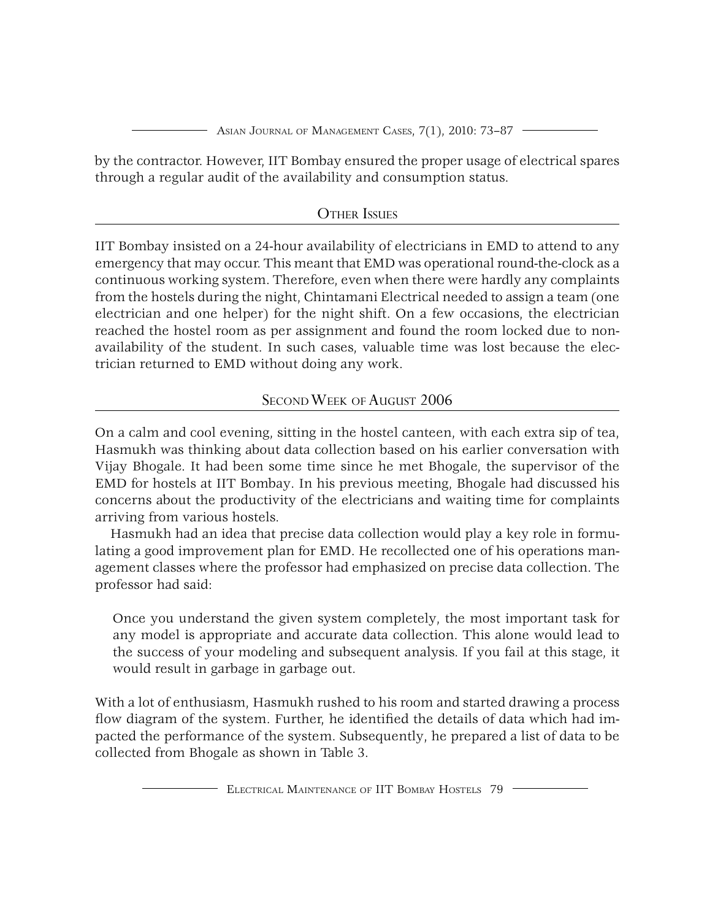by the contractor. However, IIT Bombay ensured the proper usage of electrical spares through a regular audit of the availability and consumption status.

## Other Issues

IIT Bombay insisted on a 24-hour availability of electricians in EMD to attend to any emergency that may occur. This meant that EMD was operational round-the-clock as a continuous working system. Therefore, even when there were hardly any complaints from the hostels during the night, Chintamani Electrical needed to assign a team (one electrician and one helper) for the night shift. On a few occasions, the electrician reached the hostel room as per assignment and found the room locked due to non-availability of the student. In such cases, valuable time was lost because the electrician returned to EMD without doing any work.

## Second Week of August 2006

On a calm and cool evening, sitting in the hostel canteen, with each extra sip of tea, Hasmukh was thinking about data collection based on his earlier conversation with Vijay Bhogale. It had been some time since he met Bhogale, the supervisor of the EMD for hostels at IIT Bombay. In his previous meeting, Bhogale had discussed his concerns about the productivity of the electricians and waiting time for complaints arriving from various hostels.

Hasmukh had an idea that precise data collection would play a key role in formulating a good improvement plan for EMD. He recollected one of his operations management classes where the professor had emphasized on precise data collection. The professor had said:

> Once you understand the given system completely, the most important task for any model is appropriate and accurate data collection. This alone would lead to the success of your modeling and subsequent analysis. If you fail at this stage, it would result in garbage in garbage out.

With a lot of enthusiasm, Hasmukh rushed to his room and started drawing a process flow diagram of the system. Further, he identified the details of data which had impacted the performance of the system. Subsequently, he prepared a list of data to be collected from Bhogale as shown in Table 3.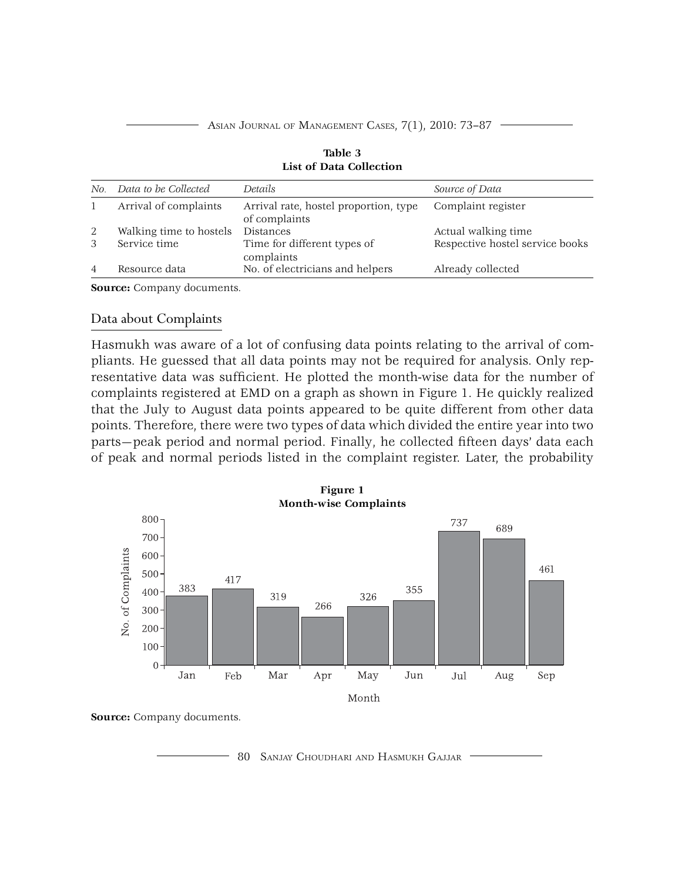**Table 3**
**List of Data Collection**

| *No.* | *Data to be Collected* | *Details* | *Source of Data* |
|---|---|---|---|
| 1 | Arrival of complaints | Arrival rate, hostel proportion, type of complaints | Complaint register |
| 2 | Walking time to hostels | Distances | Actual walking time |
| 3 | Service time | Time for different types of complaints | Respective hostel service books |
| 4 | Resource data | No. of electricians and helpers | Already collected |

**Source:** Company documents.

## Data about Complaints

Hasmukh was aware of a lot of confusing data points relating to the arrival of compliants. He guessed that all data points may not be required for analysis. Only representative data was sufficient. He plotted the month-wise data for the number of complaints registered at EMD on a graph as shown in Figure 1. He quickly realized that the July to August data points appeared to be quite different from other data points. Therefore, there were two types of data which divided the entire year into two parts—peak period and normal period. Finally, he collected fifteen days' data each of peak and normal periods listed in the complaint register. Later, the probability

**Figure 1**
**Month-wise Complaints**

| Month | No. of Complaints |
|---|---|
| Jan | 383 |
| Feb | 417 |
| Mar | 319 |
| Apr | 266 |
| May | 326 |
| Jun | 355 |
| Jul | 737 |
| Aug | 689 |
| Sep | 461 |

**Source:** Company documents.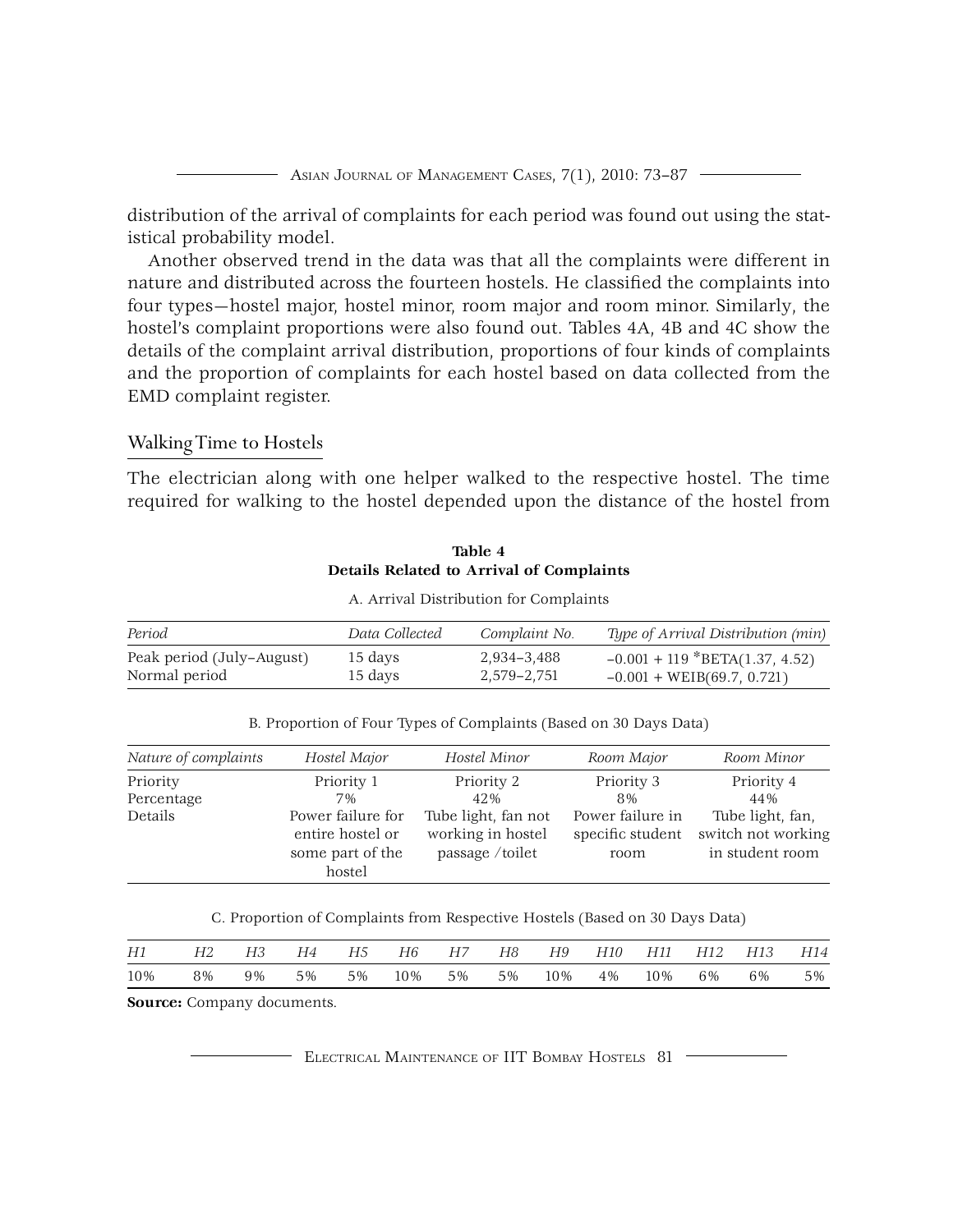distribution of the arrival of complaints for each period was found out using the statistical probability model.

Another observed trend in the data was that all the complaints were different in nature and distributed across the fourteen hostels. He classified the complaints into four types—hostel major, hostel minor, room major and room minor. Similarly, the hostel's complaint proportions were also found out. Tables 4A, 4B and 4C show the details of the complaint arrival distribution, proportions of four kinds of complaints and the proportion of complaints for each hostel based on data collected from the EMD complaint register.

## Walking Time to Hostels

The electrician along with one helper walked to the respective hostel. The time required for walking to the hostel depended upon the distance of the hostel from

**Table 4**
**Details Related to Arrival of Complaints**

A. Arrival Distribution for Complaints

| *Period* | *Data Collected* | *Complaint No.* | *Type of Arrival Distribution (min)* |
|---|---|---|---|
| Peak period (July–August) | 15 days | 2,934–3,488 | –0.001 + 119 *BETA(1.37, 4.52) |
| Normal period | 15 days | 2,579–2,751 | –0.001 + WEIB(69.7, 0.721) |

B. Proportion of Four Types of Complaints (Based on 30 Days Data)

| *Nature of complaints* | *Hostel Major* | *Hostel Minor* | *Room Major* | *Room Minor* |
|---|---|---|---|---|
| Priority | Priority 1 | Priority 2 | Priority 3 | Priority 4 |
| Percentage | 7% | 42% | 8% | 44% |
| Details | Power failure for entire hostel or some part of the hostel | Tube light, fan not working in hostel passage /toilet | Power failure in specific student room | Tube light, fan, switch not working in student room |

C. Proportion of Complaints from Respective Hostels (Based on 30 Days Data)

| *H1* | *H2* | *H3* | *H4* | *H5* | *H6* | *H7* | *H8* | *H9* | *H10* | *H11* | *H12* | *H13* | *H14* |
|---|---|---|---|---|---|---|---|---|---|---|---|---|---|
| 10% | 8% | 9% | 5% | 5% | 10% | 5% | 5% | 10% | 4% | 10% | 6% | 6% | 5% |

**Source:** Company documents.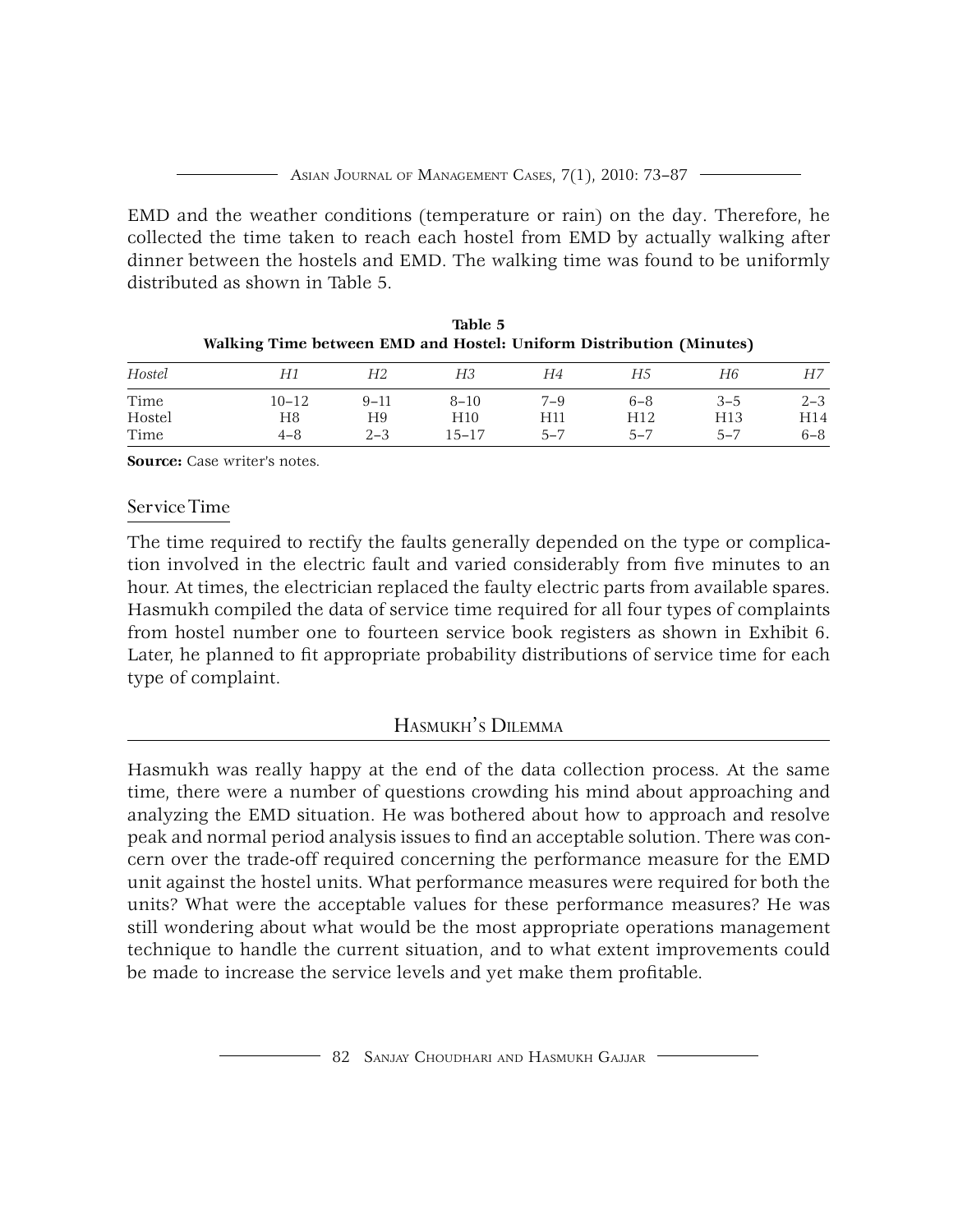EMD and the weather conditions (temperature or rain) on the day. Therefore, he collected the time taken to reach each hostel from EMD by actually walking after dinner between the hostels and EMD. The walking time was found to be uniformly distributed as shown in Table 5.

**Table 5**
**Walking Time between EMD and Hostel: Uniform Distribution (Minutes)**

| *Hostel* | *H1* | *H2* | *H3* | *H4* | *H5* | *H6* | *H7* |
|---|---|---|---|---|---|---|---|
| Time | 10–12 | 9–11 | 8–10 | 7–9 | 6–8 | 3–5 | 2–3 |
| Hostel | H8 | H9 | H10 | H11 | H12 | H13 | H14 |
| Time | 4–8 | 2–3 | 15–17 | 5–7 | 5–7 | 5–7 | 6–8 |

**Source:** Case writer's notes.

## Service Time

The time required to rectify the faults generally depended on the type or complication involved in the electric fault and varied considerably from five minutes to an hour. At times, the electrician replaced the faulty electric parts from available spares. Hasmukh compiled the data of service time required for all four types of complaints from hostel number one to fourteen service book registers as shown in Exhibit 6. Later, he planned to fit appropriate probability distributions of service time for each type of complaint.

## Hasmukh's Dilemma

Hasmukh was really happy at the end of the data collection process. At the same time, there were a number of questions crowding his mind about approaching and analyzing the EMD situation. He was bothered about how to approach and resolve peak and normal period analysis issues to find an acceptable solution. There was concern over the trade-off required concerning the performance measure for the EMD unit against the hostel units. What performance measures were required for both the units? What were the acceptable values for these performance measures? He was still wondering about what would be the most appropriate operations management technique to handle the current situation, and to what extent improvements could be made to increase the service levels and yet make them profitable.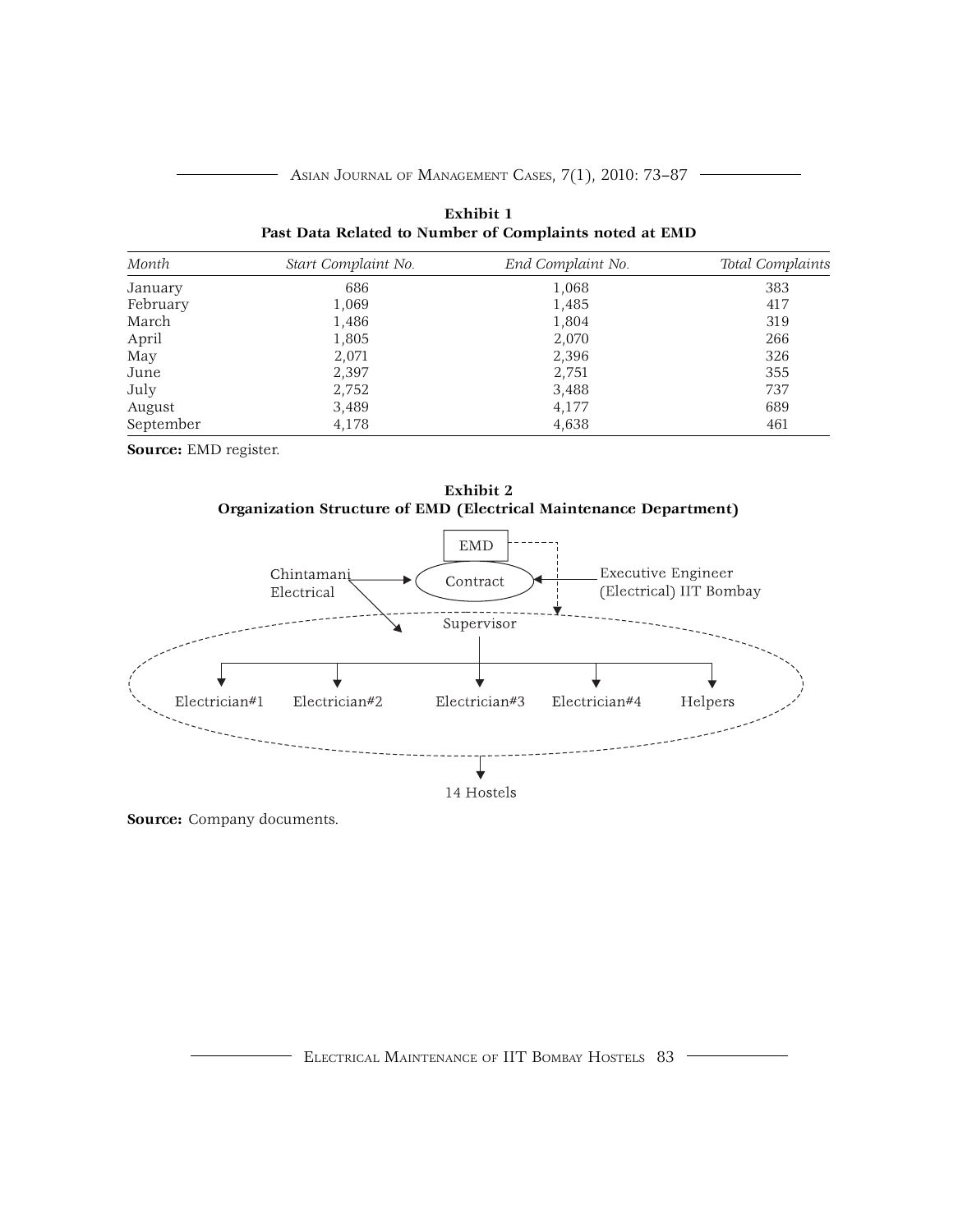**Exhibit 1**
**Past Data Related to Number of Complaints noted at EMD**

| *Month* | *Start Complaint No.* | *End Complaint No.* | *Total Complaints* |
|---|---|---|---|
| January | 686 | 1,068 | 383 |
| February | 1,069 | 1,485 | 417 |
| March | 1,486 | 1,804 | 319 |
| April | 1,805 | 2,070 | 266 |
| May | 2,071 | 2,396 | 326 |
| June | 2,397 | 2,751 | 355 |
| July | 2,752 | 3,488 | 737 |
| August | 3,489 | 4,177 | 689 |
| September | 4,178 | 4,638 | 461 |

**Source:** EMD register.

**Exhibit 2**
**Organization Structure of EMD (Electrical Maintenance Department)**

EMD

Chintamani Electrical → Contract ← Executive Engineer (Electrical) IIT Bombay

Supervisor

Electrician#1 | Electrician#2 | Electrician#3 | Electrician#4 | Helpers

14 Hostels

**Source:** Company documents.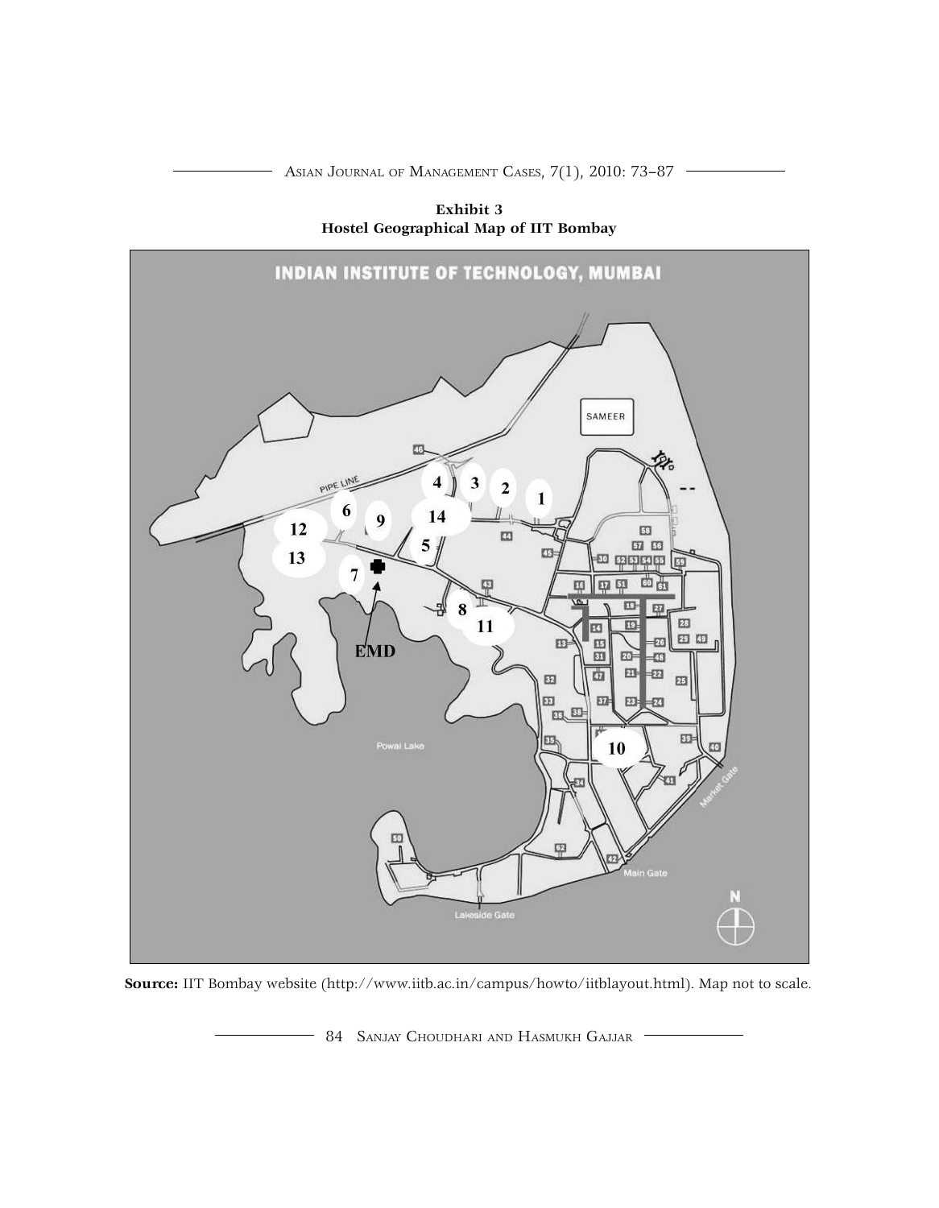**Exhibit 3**
**Hostel Geographical Map of IIT Bombay**

**Source:** IIT Bombay website (http://www.iitb.ac.in/campus/howto/iitblayout.html). Map not to scale.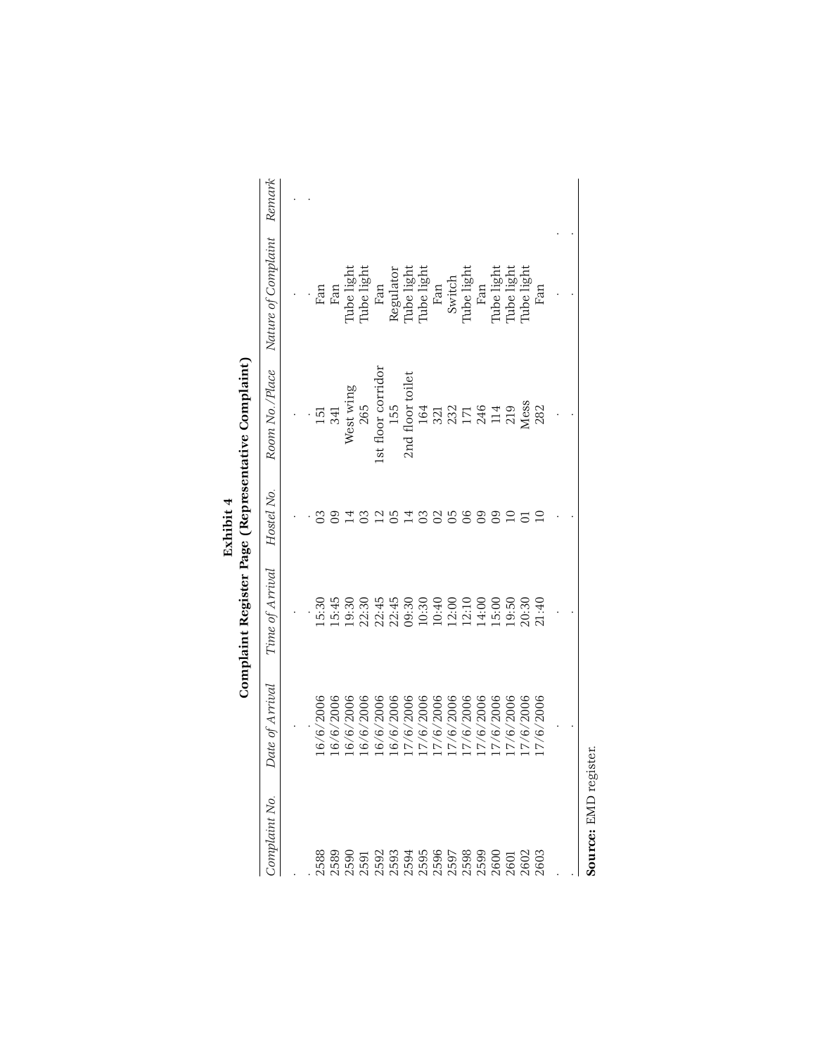# Exhibit 4

## Complaint Register Page (Representative Complaint)

| *Complaint No.* | *Date of Arrival* | *Time of Arrival* | *Hostel No.* | *Room No./Place* | *Nature of Complaint* | *Remark* |
|---|---|---|---|---|---|---|
| . | . | . | . | . | . | . |
| . | . | . | . | . | . | . |
| 2588 | 16/6/2006 | 15:30 | 03 | 151 | Fan | |
| 2589 | 16/6/2006 | 15:45 | 09 | 341 | Fan | |
| 2590 | 16/6/2006 | 19:30 | 14 | West wing | Tube light | |
| 2591 | 16/6/2006 | 22:30 | 03 | 265 | Tube light | |
| 2592 | 16/6/2006 | 22:45 | 12 | 1st floor corridor | Fan | |
| 2593 | 16/6/2006 | 22:45 | 05 | 155 | Regulator | |
| 2594 | 17/6/2006 | 09:30 | 14 | 2nd floor toilet | Tube light | |
| 2595 | 17/6/2006 | 10:30 | 03 | 164 | Tube light | |
| 2596 | 17/6/2006 | 10:40 | 02 | 321 | Fan | |
| 2597 | 17/6/2006 | 12:00 | 05 | 232 | Switch | |
| 2598 | 17/6/2006 | 12:10 | 06 | 171 | Tube light | |
| 2599 | 17/6/2006 | 14:00 | 09 | 246 | Fan | |
| 2600 | 17/6/2006 | 15:00 | 09 | 114 | Tube light | |
| 2601 | 17/6/2006 | 19:50 | 10 | 219 | Tube light | |
| 2602 | 17/6/2006 | 20:30 | 01 | Mess | Tube light | |
| 2603 | 17/6/2006 | 21:40 | 10 | 282 | Fan | |
| . | . | . | . | . | . | |
| . | . | . | . | . | . | |

**Source:** EMD register.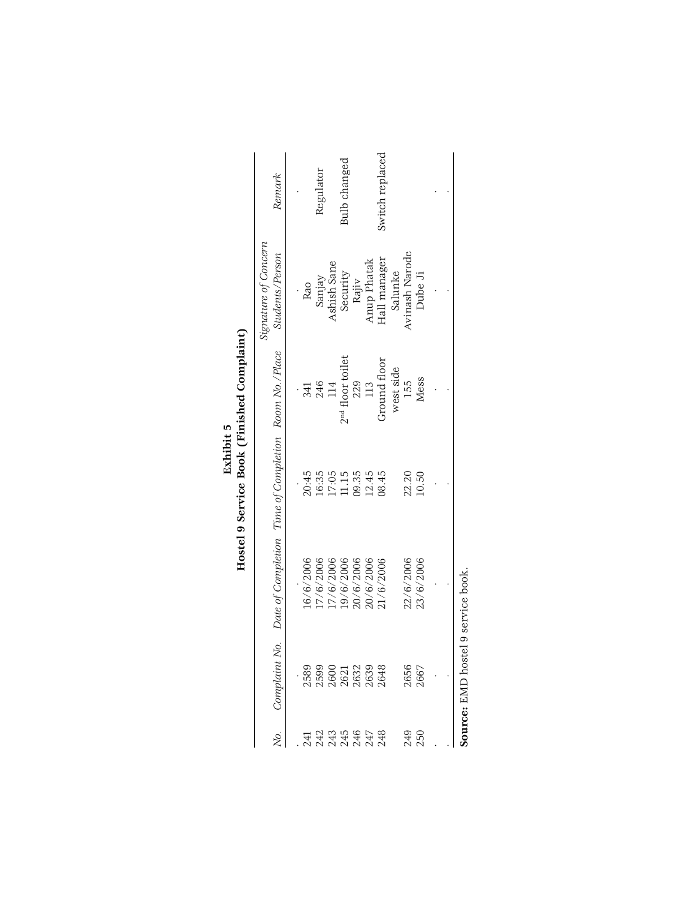**Exhibit 5**

**Hostel 9 Service Book (Finished Complaint)**

| *No.* | *Complaint No.* | *Date of Completion* | *Time of Completion* | *Room No./Place* | *Signature of Concern Students/Person* | *Remark* |
|---|---|---|---|---|---|---|
| . | . | . | . | . | . | . |
| 241 | 2589 | 16/6/2006 | 20:45 | 341 | Rao | |
| 242 | 2599 | 17/6/2006 | 16:35 | 246 | Sanjay | Regulator |
| 243 | 2600 | 17/6/2006 | 17:05 | 114 | Ashish Sane | |
| 245 | 2621 | 19/6/2006 | 11.15 | 2nd floor toilet | Security | Bulb changed |
| 246 | 2632 | 20/6/2006 | 09.35 | 229 | Rajiv | |
| 247 | 2639 | 20/6/2006 | 12.45 | 113 | Anup Phatak | |
| 248 | 2648 | 21/6/2006 | 08.45 | Ground floor west side | Hall manager Salunke | Switch replaced |
| 249 | 2656 | 22/6/2006 | 22.20 | 155 | Avinash Narode | |
| 250 | 2667 | 23/6/2006 | 10.50 | Mess | Dube Ji | |
| . | . | . | . | . | . | . |

**Source:** EMD hostel 9 service book.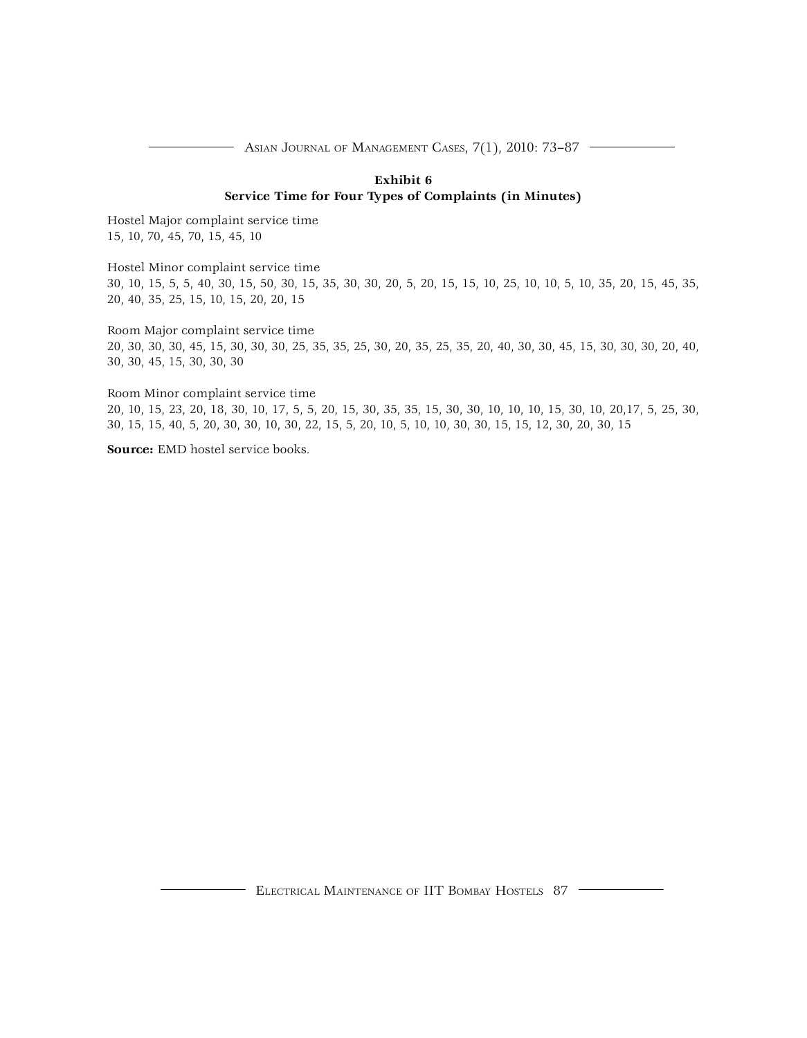**Exhibit 6**
**Service Time for Four Types of Complaints (in Minutes)**

Hostel Major complaint service time
15, 10, 70, 45, 70, 15, 45, 10

Hostel Minor complaint service time
30, 10, 15, 5, 5, 40, 30, 15, 50, 30, 15, 35, 30, 30, 20, 5, 20, 15, 15, 10, 25, 10, 10, 5, 10, 35, 20, 15, 45, 35, 20, 40, 35, 25, 15, 10, 15, 20, 20, 15

Room Major complaint service time
20, 30, 30, 30, 45, 15, 30, 30, 30, 25, 35, 35, 25, 30, 20, 35, 25, 35, 20, 40, 30, 30, 45, 15, 30, 30, 30, 20, 40, 30, 30, 45, 15, 30, 30, 30

Room Minor complaint service time
20, 10, 15, 23, 20, 18, 30, 10, 17, 5, 5, 20, 15, 30, 35, 35, 15, 30, 30, 10, 10, 10, 15, 30, 10, 20,17, 5, 25, 30, 30, 15, 15, 40, 5, 20, 30, 30, 10, 30, 22, 15, 5, 20, 10, 5, 10, 10, 30, 30, 15, 15, 12, 30, 20, 30, 15

**Source:** EMD hostel service books.